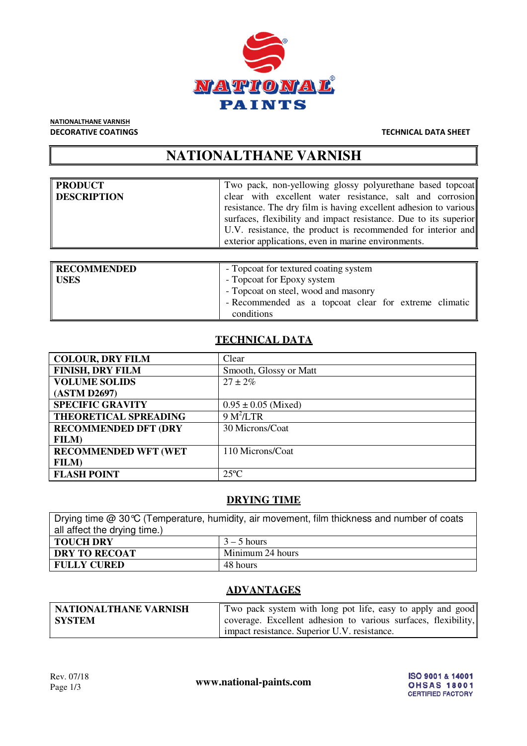NATIONALTHANE VARNISH
DECORATIVE COATINGS

TECHNICAL DATA SHEET

# NATIONALTHANE VARNISH

| | |
|---|---|
| **PRODUCT DESCRIPTION** | Two pack, non-yellowing glossy polyurethane based topcoat clear with excellent water resistance, salt and corrosion resistance. The dry film is having excellent adhesion to various surfaces, flexibility and impact resistance. Due to its superior U.V. resistance, the product is recommended for interior and exterior applications, even in marine environments. |

| | |
|---|---|
| **RECOMMENDED USES** | - Topcoat for textured coating system<br>- Topcoat for Epoxy system<br>- Topcoat on steel, wood and masonry<br>- Recommended as a topcoat clear for extreme climatic conditions |

## TECHNICAL DATA

| | |
|---|---|
| **COLOUR, DRY FILM** | Clear |
| **FINISH, DRY FILM** | Smooth, Glossy or Matt |
| **VOLUME SOLIDS (ASTM D2697)** | 27 ± 2% |
| **SPECIFIC GRAVITY** | 0.95 ± 0.05 (Mixed) |
| **THEORETICAL SPREADING** | 9 $M^2$/LTR |
| **RECOMMENDED DFT (DRY FILM)** | 30 Microns/Coat |
| **RECOMMENDED WFT (WET FILM)** | 110 Microns/Coat |
| **FLASH POINT** | 25ºC |

## DRYING TIME

| Drying time @ 30°C (Temperature, humidity, air movement, film thickness and number of coats all affect the drying time.) | |
|---|---|
| **TOUCH DRY** | 3 – 5 hours |
| **DRY TO RECOAT** | Minimum 24 hours |
| **FULLY CURED** | 48 hours |

## ADVANTAGES

| | |
|---|---|
| **NATIONALTHANE VARNISH SYSTEM** | Two pack system with long pot life, easy to apply and good coverage. Excellent adhesion to various surfaces, flexibility, impact resistance. Superior U.V. resistance. |

Rev. 07/18

www.national-paints.com

ISO 9001 & 14001
OHSAS 18001
CERTIFIED FACTORY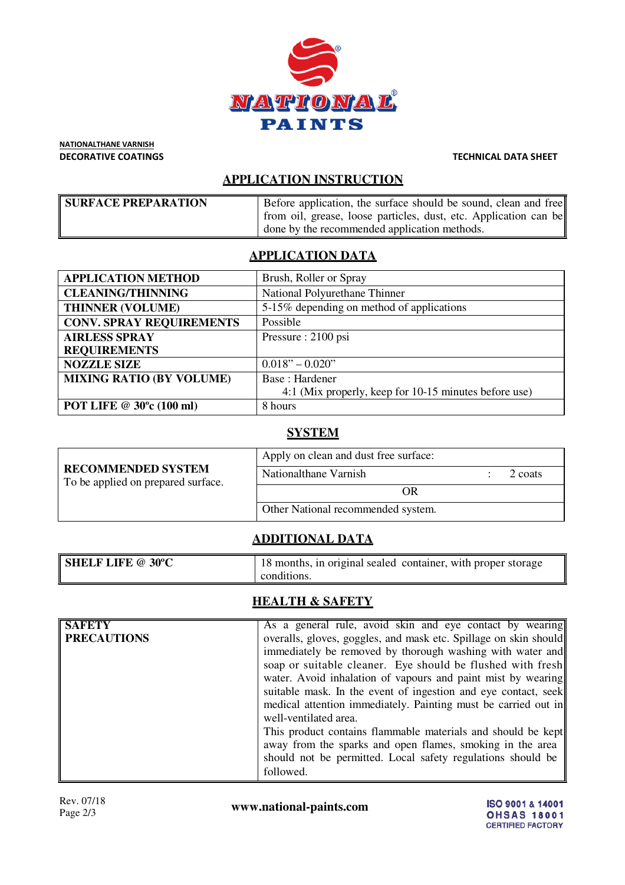NATIONALTHANE VARNISH

DECORATIVE COATINGS

TECHNICAL DATA SHEET

## APPLICATION INSTRUCTION

| SURFACE PREPARATION | Before application, the surface should be sound, clean and free from oil, grease, loose particles, dust, etc. Application can be done by the recommended application methods. |
|---|---|

## APPLICATION DATA

| APPLICATION METHOD | Brush, Roller or Spray |
|---|---|
| CLEANING/THINNING | National Polyurethane Thinner |
| THINNER (VOLUME) | 5-15% depending on method of applications |
| CONV. SPRAY REQUIREMENTS | Possible |
| AIRLESS SPRAY REQUIREMENTS | Pressure : 2100 psi |
| NOZZLE SIZE | 0.018” – 0.020” |
| MIXING RATIO (BY VOLUME) | Base : Hardener<br>4:1 (Mix properly, keep for 10-15 minutes before use) |
| POT LIFE @ 30ºc (100 ml) | 8 hours |

## SYSTEM

| RECOMMENDED SYSTEM<br>To be applied on prepared surface. | Apply on clean and dust free surface: |
|---|---|
| | Nationalthane Varnish : 2 coats |
| | OR |
| | Other National recommended system. |

## ADDITIONAL DATA

| SHELF LIFE @ 30ºC | 18 months, in original sealed container, with proper storage conditions. |
|---|---|

## HEALTH & SAFETY

| SAFETY PRECAUTIONS | As a general rule, avoid skin and eye contact by wearing overalls, gloves, goggles, and mask etc. Spillage on skin should immediately be removed by thorough washing with water and soap or suitable cleaner. Eye should be flushed with fresh water. Avoid inhalation of vapours and paint mist by wearing suitable mask. In the event of ingestion and eye contact, seek medical attention immediately. Painting must be carried out in well-ventilated area.<br>This product contains flammable materials and should be kept away from the sparks and open flames, smoking in the area should not be permitted. Local safety regulations should be followed. |
|---|---|

Rev. 07/18

www.national-paints.com

ISO 9001 & 14001
OHSAS 18001
CERTIFIED FACTORY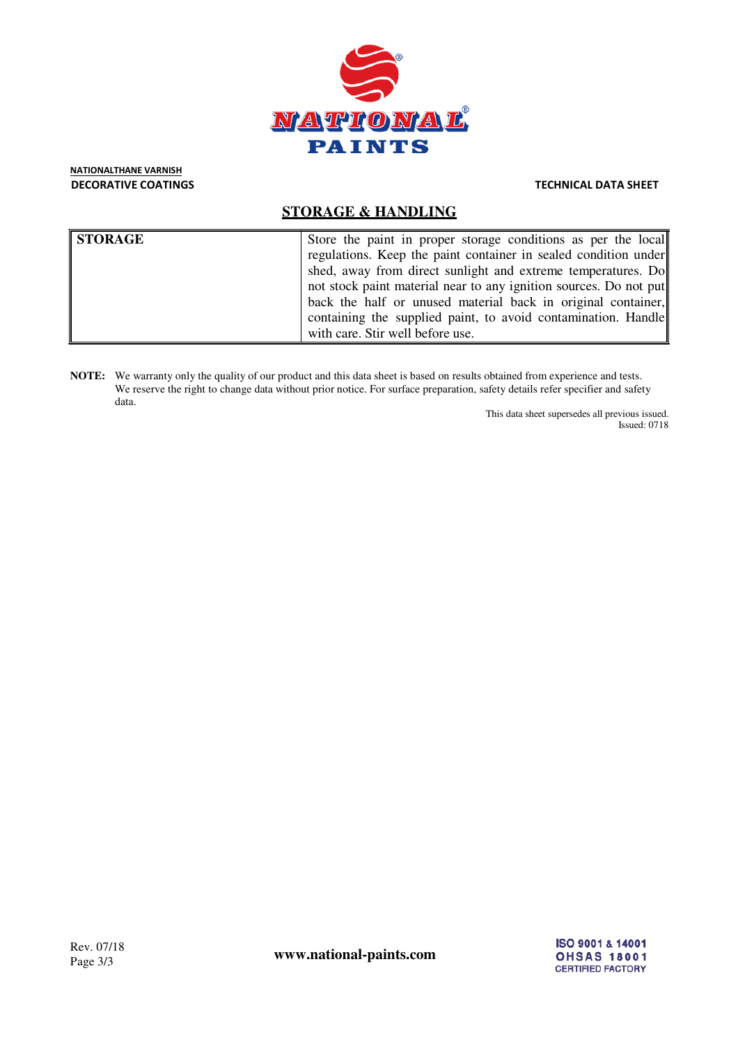NATIONALTHANE VARNISH
DECORATIVE COATINGS

TECHNICAL DATA SHEET

## STORAGE & HANDLING

| | |
|---|---|
| **STORAGE** | Store the paint in proper storage conditions as per the local regulations. Keep the paint container in sealed condition under shed, away from direct sunlight and extreme temperatures. Do not stock paint material near to any ignition sources. Do not put back the half or unused material back in original container, containing the supplied paint, to avoid contamination. Handle with care. Stir well before use. |

**NOTE:** We warranty only the quality of our product and this data sheet is based on results obtained from experience and tests. We reserve the right to change data without prior notice. For surface preparation, safety details refer specifier and safety data.

This data sheet supersedes all previous issued.
Issued: 0718

Rev. 07/18

www.national-paints.com

ISO 9001 & 14001
OHSAS 18001
CERTIFIED FACTORY